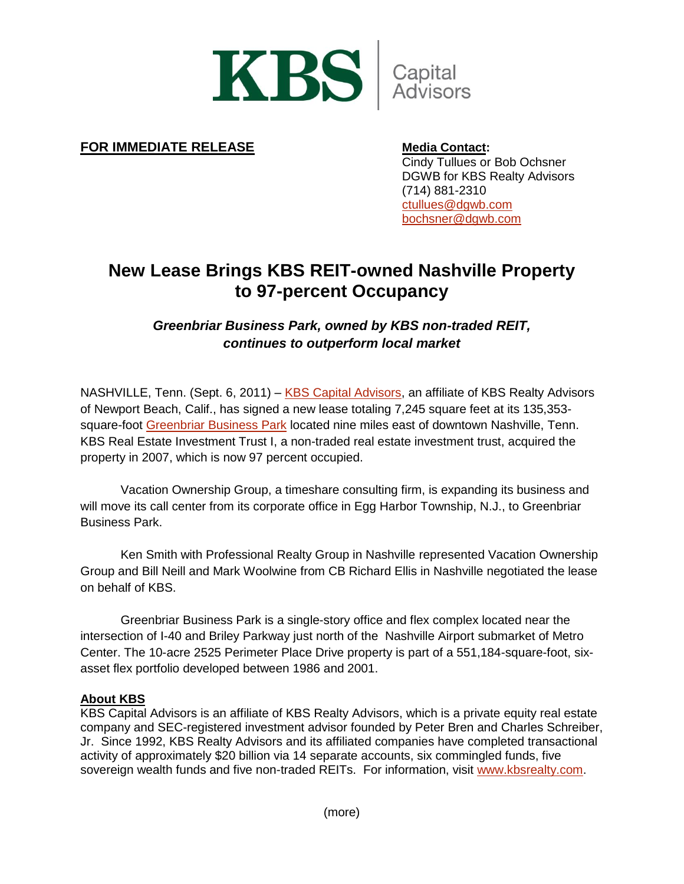KBS Capital Advisors

**FOR IMMEDIATE RELEASE**

**Media Contact:**
Cindy Tullues or Bob Ochsner
DGWB for KBS Realty Advisors
(714) 881-2310
ctullues@dgwb.com
bochsner@dgwb.com

# New Lease Brings KBS REIT-owned Nashville Property to 97-percent Occupancy

***Greenbriar Business Park, owned by KBS non-traded REIT, continues to outperform local market***

NASHVILLE, Tenn. (Sept. 6, 2011) – KBS Capital Advisors, an affiliate of KBS Realty Advisors of Newport Beach, Calif., has signed a new lease totaling 7,245 square feet at its 135,353-square-foot Greenbriar Business Park located nine miles east of downtown Nashville, Tenn. KBS Real Estate Investment Trust I, a non-traded real estate investment trust, acquired the property in 2007, which is now 97 percent occupied.

Vacation Ownership Group, a timeshare consulting firm, is expanding its business and will move its call center from its corporate office in Egg Harbor Township, N.J., to Greenbriar Business Park.

Ken Smith with Professional Realty Group in Nashville represented Vacation Ownership Group and Bill Neill and Mark Woolwine from CB Richard Ellis in Nashville negotiated the lease on behalf of KBS.

Greenbriar Business Park is a single-story office and flex complex located near the intersection of I-40 and Briley Parkway just north of the Nashville Airport submarket of Metro Center. The 10-acre 2525 Perimeter Place Drive property is part of a 551,184-square-foot, six-asset flex portfolio developed between 1986 and 2001.

**About KBS**
KBS Capital Advisors is an affiliate of KBS Realty Advisors, which is a private equity real estate company and SEC-registered investment advisor founded by Peter Bren and Charles Schreiber, Jr. Since 1992, KBS Realty Advisors and its affiliated companies have completed transactional activity of approximately $20 billion via 14 separate accounts, six commingled funds, five sovereign wealth funds and five non-traded REITs. For information, visit www.kbsrealty.com.

(more)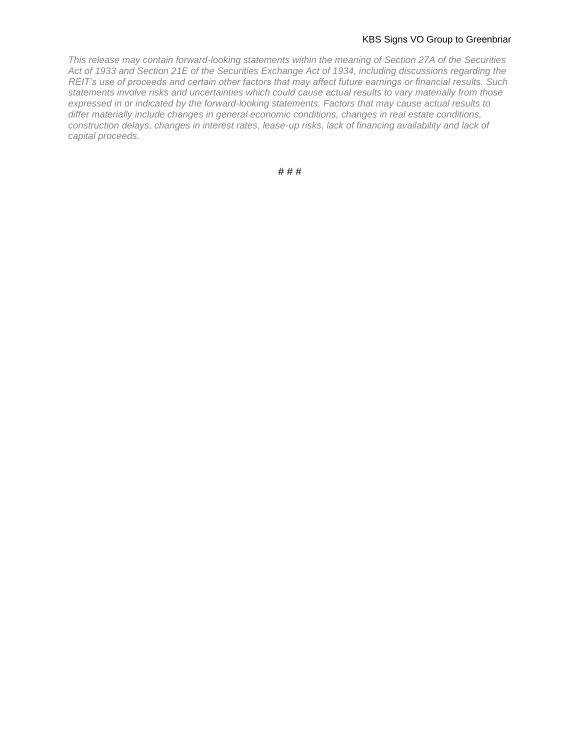*This release may contain forward-looking statements within the meaning of Section 27A of the Securities Act of 1933 and Section 21E of the Securities Exchange Act of 1934, including discussions regarding the REIT's use of proceeds and certain other factors that may affect future earnings or financial results. Such statements involve risks and uncertainties which could cause actual results to vary materially from those expressed in or indicated by the forward-looking statements. Factors that may cause actual results to differ materially include changes in general economic conditions, changes in real estate conditions, construction delays, changes in interest rates, lease-up risks, lack of financing availability and lack of capital proceeds.*

# # #